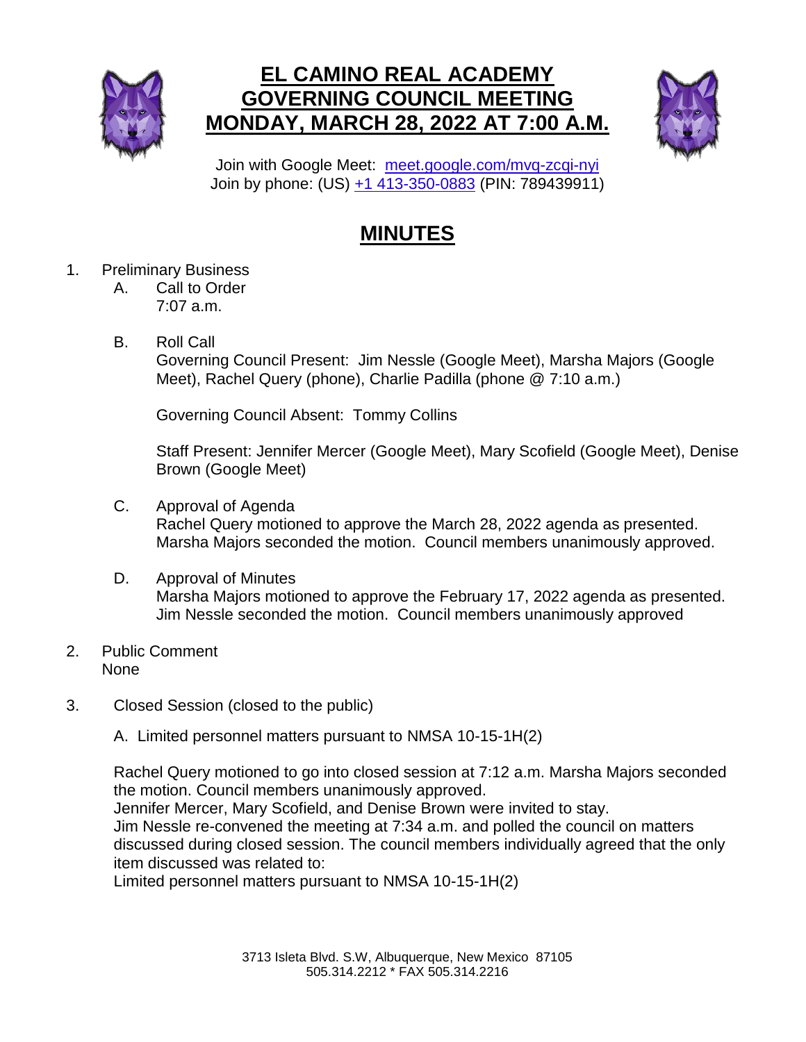# EL CAMINO REAL ACADEMY
# GOVERNING COUNCIL MEETING
# MONDAY, MARCH 28, 2022 AT 7:00 A.M.

Join with Google Meet: meet.google.com/mvq-zcqi-nyi
Join by phone: (US) +1 413-350-0883 (PIN: 789439911)

## MINUTES

1. Preliminary Business
   A. Call to Order
      7:07 a.m.

   B. Roll Call
      Governing Council Present: Jim Nessle (Google Meet), Marsha Majors (Google Meet), Rachel Query (phone), Charlie Padilla (phone @ 7:10 a.m.)

      Governing Council Absent: Tommy Collins

      Staff Present: Jennifer Mercer (Google Meet), Mary Scofield (Google Meet), Denise Brown (Google Meet)

   C. Approval of Agenda
      Rachel Query motioned to approve the March 28, 2022 agenda as presented. Marsha Majors seconded the motion. Council members unanimously approved.

   D. Approval of Minutes
      Marsha Majors motioned to approve the February 17, 2022 agenda as presented. Jim Nessle seconded the motion. Council members unanimously approved

2. Public Comment
   None

3. Closed Session (closed to the public)

   A. Limited personnel matters pursuant to NMSA 10-15-1H(2)

   Rachel Query motioned to go into closed session at 7:12 a.m. Marsha Majors seconded the motion. Council members unanimously approved.
   Jennifer Mercer, Mary Scofield, and Denise Brown were invited to stay.
   Jim Nessle re-convened the meeting at 7:34 a.m. and polled the council on matters discussed during closed session. The council members individually agreed that the only item discussed was related to:
   Limited personnel matters pursuant to NMSA 10-15-1H(2)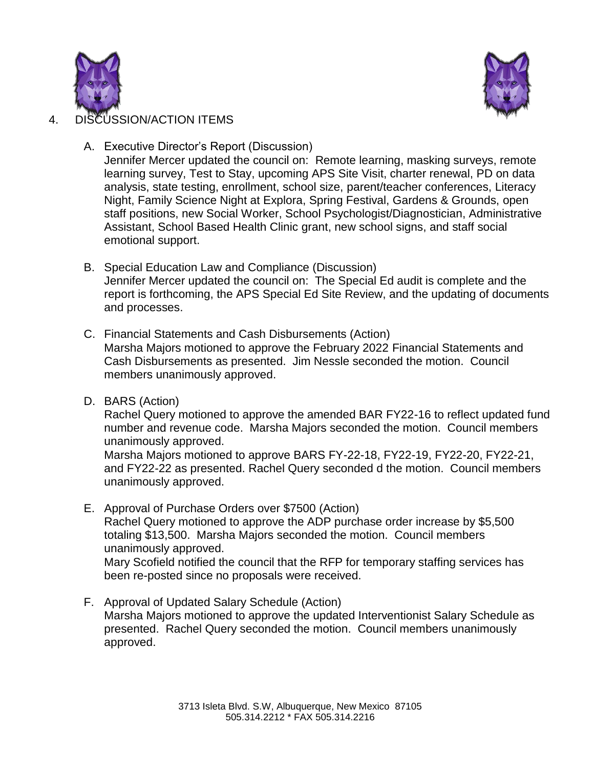4. DISCUSSION/ACTION ITEMS

   A. Executive Director's Report (Discussion)
   Jennifer Mercer updated the council on: Remote learning, masking surveys, remote learning survey, Test to Stay, upcoming APS Site Visit, charter renewal, PD on data analysis, state testing, enrollment, school size, parent/teacher conferences, Literacy Night, Family Science Night at Explora, Spring Festival, Gardens & Grounds, open staff positions, new Social Worker, School Psychologist/Diagnostician, Administrative Assistant, School Based Health Clinic grant, new school signs, and staff social emotional support.

   B. Special Education Law and Compliance (Discussion)
   Jennifer Mercer updated the council on: The Special Ed audit is complete and the report is forthcoming, the APS Special Ed Site Review, and the updating of documents and processes.

   C. Financial Statements and Cash Disbursements (Action)
   Marsha Majors motioned to approve the February 2022 Financial Statements and Cash Disbursements as presented. Jim Nessle seconded the motion. Council members unanimously approved.

   D. BARS (Action)
   Rachel Query motioned to approve the amended BAR FY22-16 to reflect updated fund number and revenue code. Marsha Majors seconded the motion. Council members unanimously approved.
   Marsha Majors motioned to approve BARS FY-22-18, FY22-19, FY22-20, FY22-21, and FY22-22 as presented. Rachel Query seconded d the motion. Council members unanimously approved.

   E. Approval of Purchase Orders over $7500 (Action)
   Rachel Query motioned to approve the ADP purchase order increase by $5,500 totaling $13,500. Marsha Majors seconded the motion. Council members unanimously approved.
   Mary Scofield notified the council that the RFP for temporary staffing services has been re-posted since no proposals were received.

   F. Approval of Updated Salary Schedule (Action)
   Marsha Majors motioned to approve the updated Interventionist Salary Schedule as presented. Rachel Query seconded the motion. Council members unanimously approved.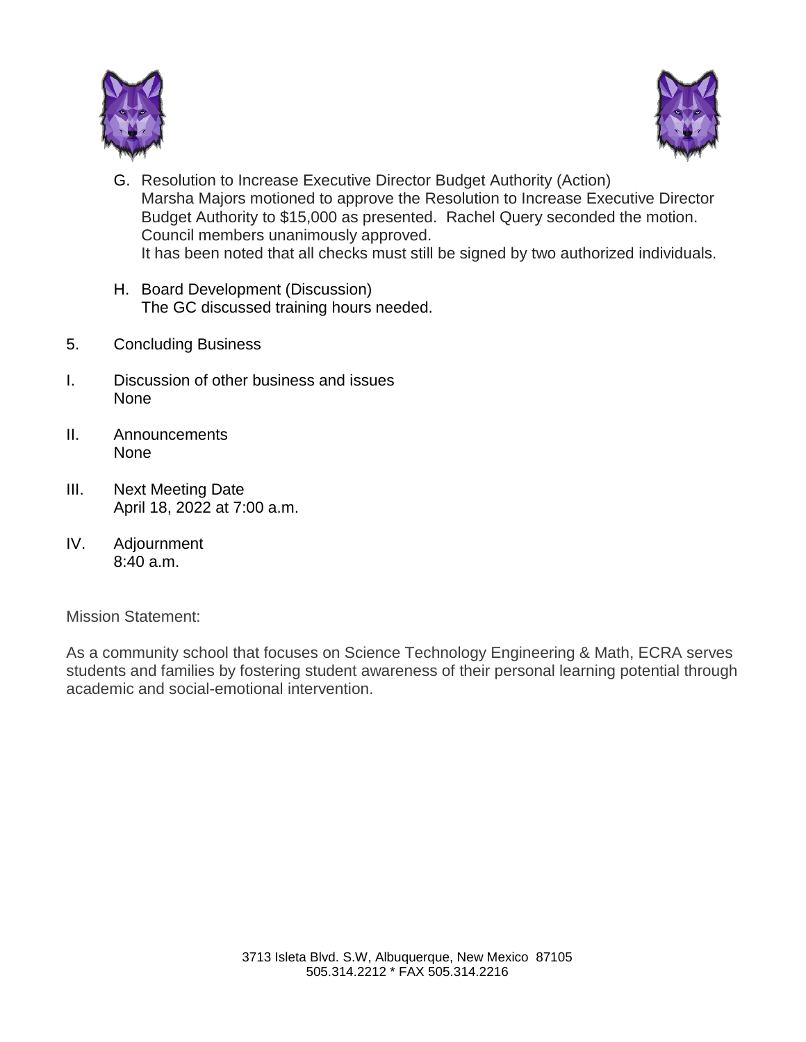G. Resolution to Increase Executive Director Budget Authority (Action)
   Marsha Majors motioned to approve the Resolution to Increase Executive Director Budget Authority to $15,000 as presented.  Rachel Query seconded the motion. Council members unanimously approved.
   It has been noted that all checks must still be signed by two authorized individuals.

H. Board Development (Discussion)
   The GC discussed training hours needed.

5. Concluding Business

I. Discussion of other business and issues
   None

II. Announcements
   None

III. Next Meeting Date
   April 18, 2022 at 7:00 a.m.

IV. Adjournment
   8:40 a.m.

Mission Statement:

As a community school that focuses on Science Technology Engineering & Math, ECRA serves students and families by fostering student awareness of their personal learning potential through academic and social-emotional intervention.

3713 Isleta Blvd. S.W, Albuquerque, New Mexico 87105
505.314.2212 * FAX 505.314.2216